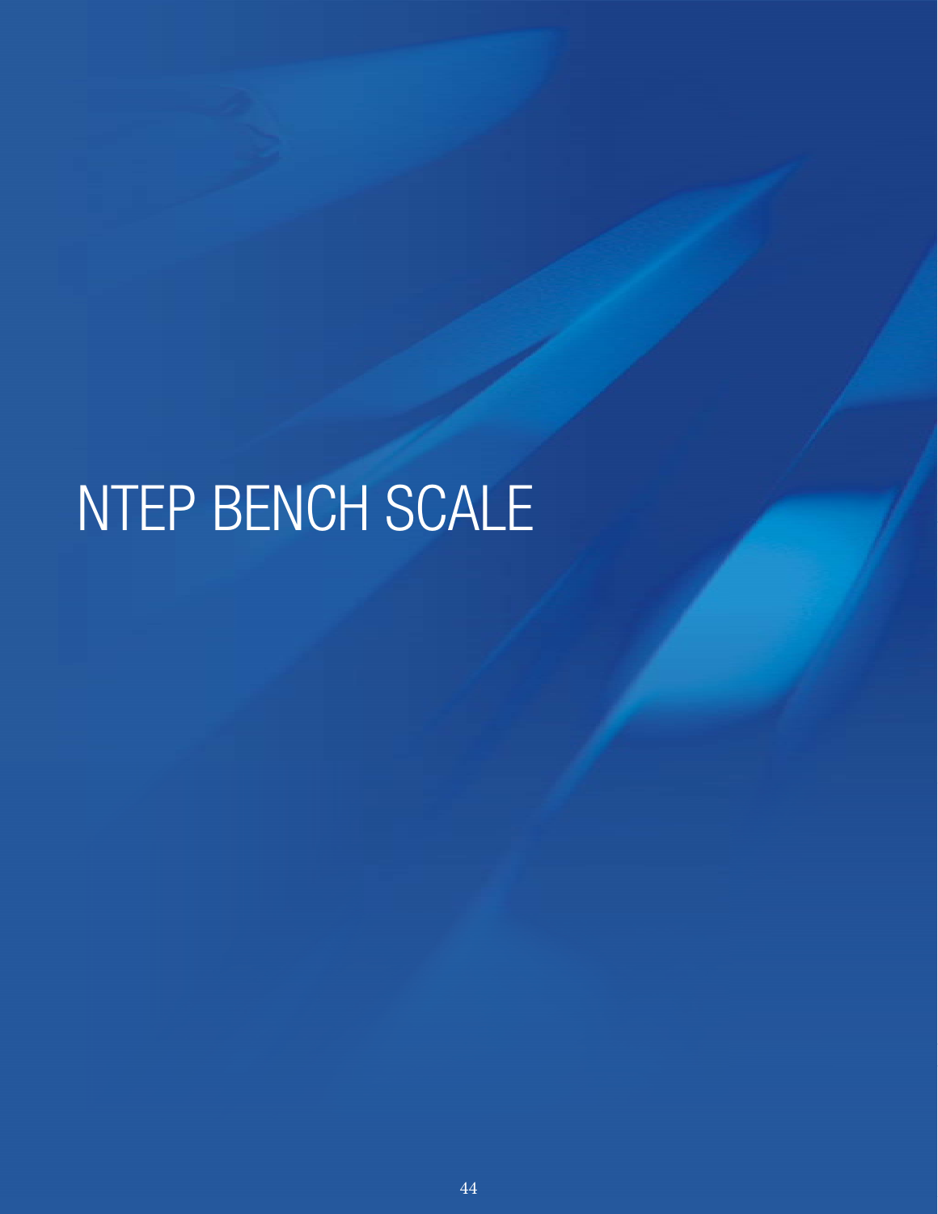# NTEP BENCH SCALE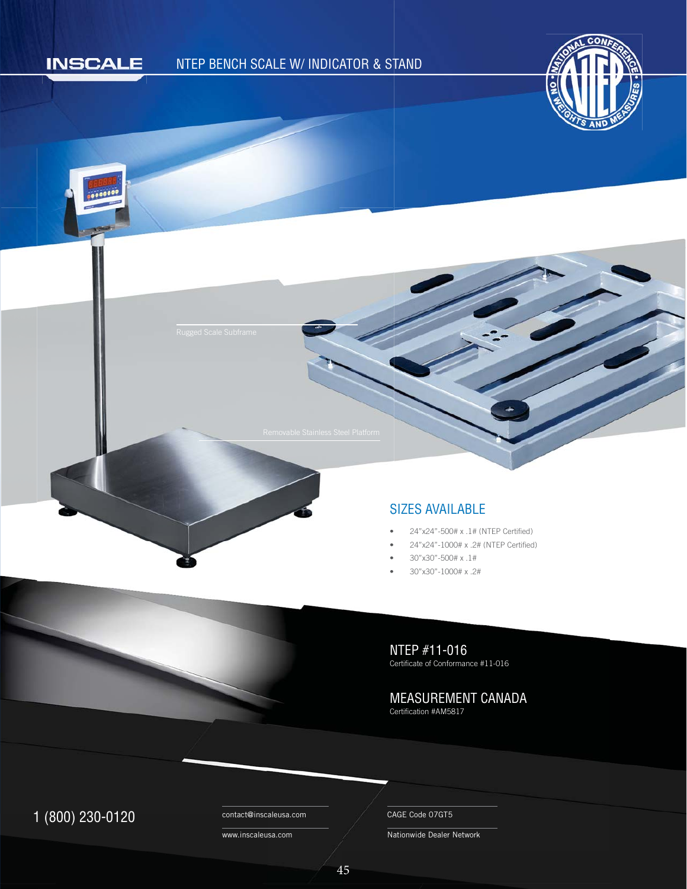INSCALE

# NTEP BENCH SCALE W/ INDICATOR & STAND

Rugged Scale Subframe

Removable Stainless Steel Platform

## SIZES AVAILABLE

- 24"x24"-500# x .1# (NTEP Certified)
- 24"x24"-1000# x .2# (NTEP Certified)
- 30"x30"-500# x .1#
- 30"x30"-1000# x .2#

## NTEP #11-016

Certificate of Conformance #11-016

## MEASUREMENT CANADA

Certification #AM5817

1 (800) 230-0120

contact@inscaleusa.com

www.inscaleusa.com

CAGE Code 07GT5

Nationwide Dealer Network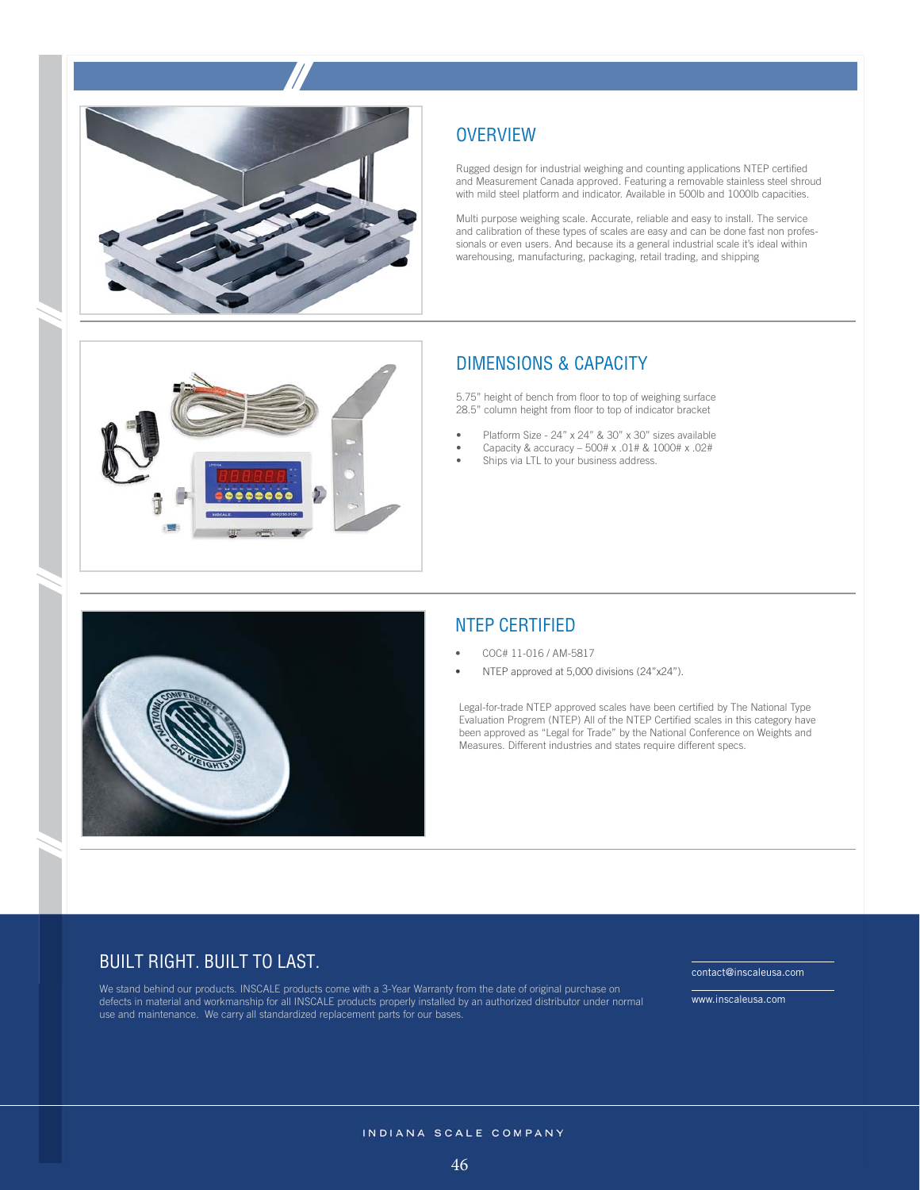## OVERVIEW

Rugged design for industrial weighing and counting applications NTEP certified and Measurement Canada approved. Featuring a removable stainless steel shroud with mild steel platform and indicator. Available in 500lb and 1000lb capacities.

Multi purpose weighing scale. Accurate, reliable and easy to install. The service and calibration of these types of scales are easy and can be done fast non professionals or even users. And because its a general industrial scale it's ideal within warehousing, manufacturing, packaging, retail trading, and shipping

## DIMENSIONS & CAPACITY

5.75" height of bench from floor to top of weighing surface
28.5" column height from floor to top of indicator bracket

- Platform Size - 24" x 24" & 30" x 30" sizes available
- Capacity & accuracy – 500# x .01# & 1000# x .02#
- Ships via LTL to your business address.

## NTEP CERTIFIED

- COC# 11-016 / AM-5817
- NTEP approved at 5,000 divisions (24"x24").

Legal-for-trade NTEP approved scales have been certified by The National Type Evaluation Progrem (NTEP) All of the NTEP Certified scales in this category have been approved as "Legal for Trade" by the National Conference on Weights and Measures. Different industries and states require different specs.

## BUILT RIGHT. BUILT TO LAST.

We stand behind our products. INSCALE products come with a 3-Year Warranty from the date of original purchase on defects in material and workmanship for all INSCALE products properly installed by an authorized distributor under normal use and maintenance. We carry all standardized replacement parts for our bases.

contact@inscaleusa.com

www.inscaleusa.com

INDIANA SCALE COMPANY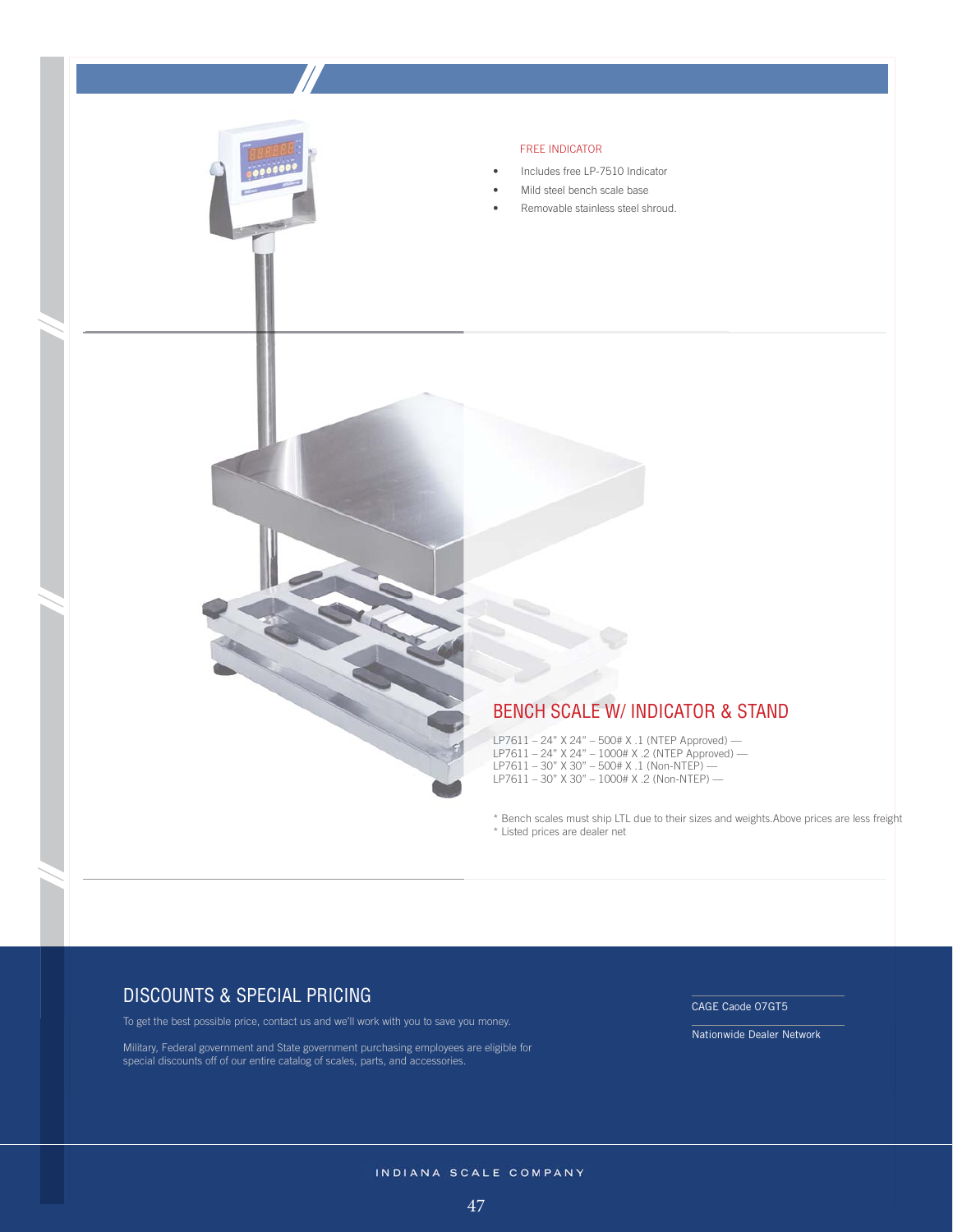FREE INDICATOR

- Includes free LP-7510 Indicator
- Mild steel bench scale base
- Removable stainless steel shroud.

## BENCH SCALE W/ INDICATOR & STAND

LP7611 – 24" X 24" – 500# X .1 (NTEP Approved) —
LP7611 – 24" X 24" – 1000# X .2 (NTEP Approved) —
LP7611 – 30" X 30" – 500# X .1 (Non-NTEP) —
LP7611 – 30" X 30" – 1000# X .2 (Non-NTEP) —

* Bench scales must ship LTL due to their sizes and weights.Above prices are less freight
* Listed prices are dealer net

## DISCOUNTS & SPECIAL PRICING

To get the best possible price, contact us and we'll work with you to save you money.

Military, Federal government and State government purchasing employees are eligible for special discounts off of our entire catalog of scales, parts, and accessories.

CAGE Caode 07GT5

Nationwide Dealer Network

INDIANA SCALE COMPANY